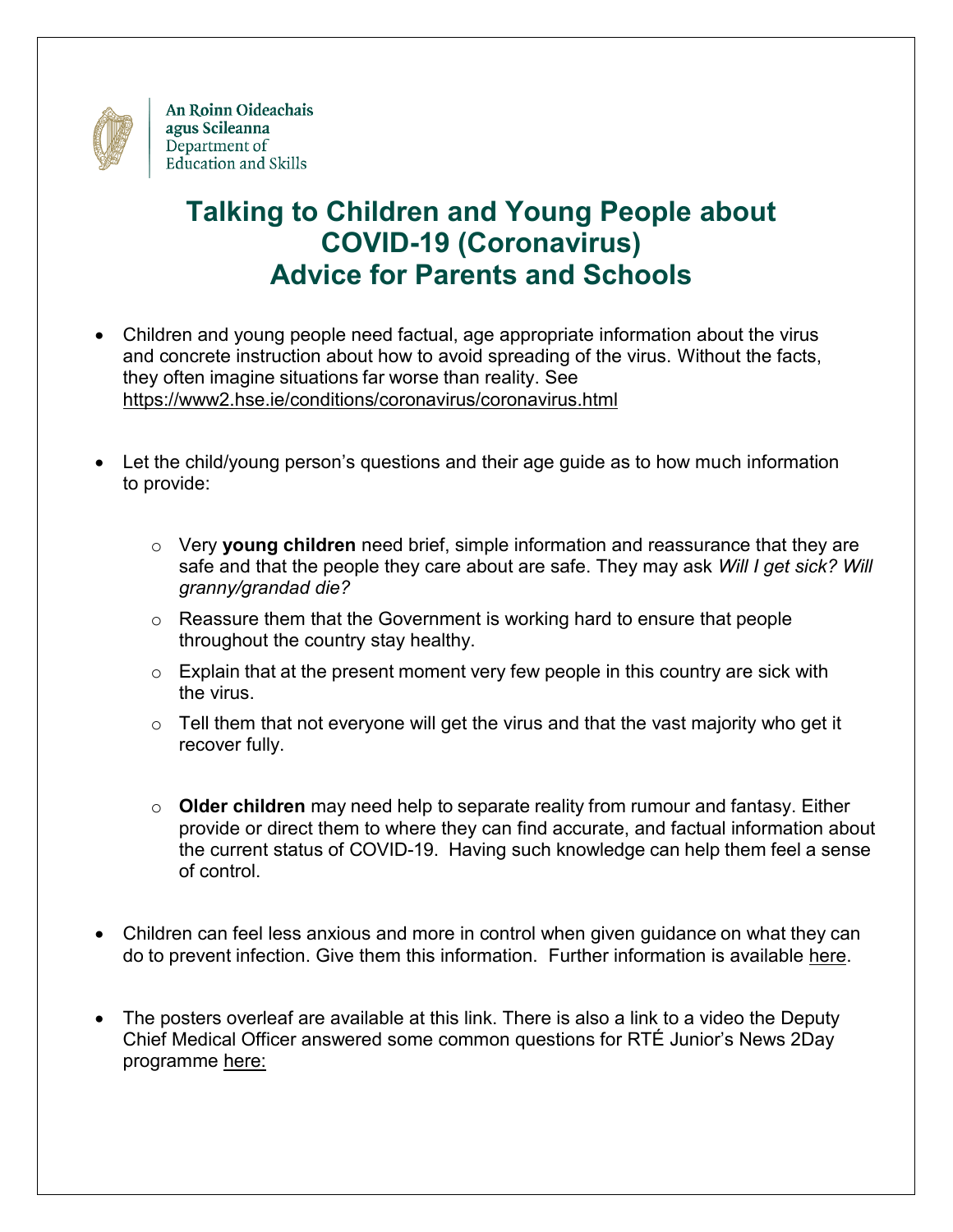An Roinn Oideachais agus Scileanna
Department of Education and Skills

# Talking to Children and Young People about COVID-19 (Coronavirus) Advice for Parents and Schools

- Children and young people need factual, age appropriate information about the virus and concrete instruction about how to avoid spreading of the virus. Without the facts, they often imagine situations far worse than reality. See https://www2.hse.ie/conditions/coronavirus/coronavirus.html

- Let the child/young person's questions and their age guide as to how much information to provide:

  - Very **young children** need brief, simple information and reassurance that they are safe and that the people they care about are safe. They may ask *Will I get sick? Will granny/grandad die?*
  - Reassure them that the Government is working hard to ensure that people throughout the country stay healthy.
  - Explain that at the present moment very few people in this country are sick with the virus.
  - Tell them that not everyone will get the virus and that the vast majority who get it recover fully.

  - **Older children** may need help to separate reality from rumour and fantasy. Either provide or direct them to where they can find accurate, and factual information about the current status of COVID-19. Having such knowledge can help them feel a sense of control.

- Children can feel less anxious and more in control when given guidance on what they can do to prevent infection. Give them this information. Further information is available here.

- The posters overleaf are available at this link. There is also a link to a video the Deputy Chief Medical Officer answered some common questions for RTÉ Junior's News 2Day programme here: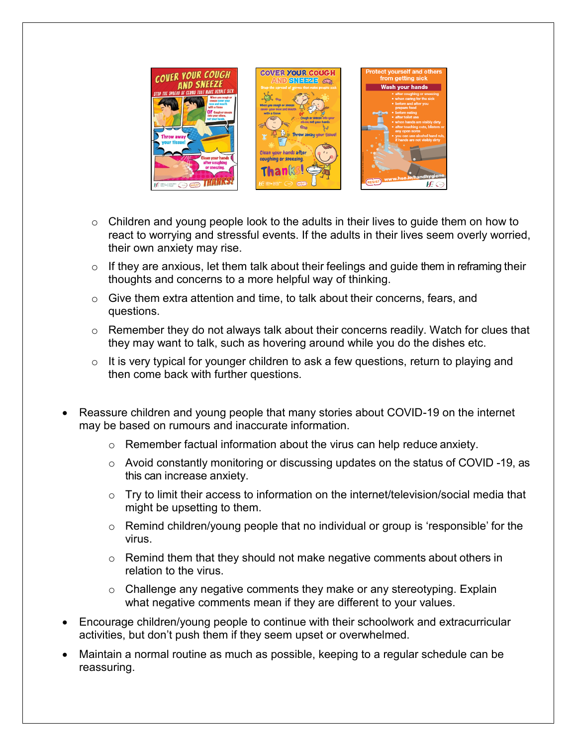- Children and young people look to the adults in their lives to guide them on how to react to worrying and stressful events. If the adults in their lives seem overly worried, their own anxiety may rise.
    - If they are anxious, let them talk about their feelings and guide them in reframing their thoughts and concerns to a more helpful way of thinking.
    - Give them extra attention and time, to talk about their concerns, fears, and questions.
    - Remember they do not always talk about their concerns readily. Watch for clues that they may want to talk, such as hovering around while you do the dishes etc.
    - It is very typical for younger children to ask a few questions, return to playing and then come back with further questions.

- Reassure children and young people that many stories about COVID-19 on the internet may be based on rumours and inaccurate information.
    - Remember factual information about the virus can help reduce anxiety.
    - Avoid constantly monitoring or discussing updates on the status of COVID -19, as this can increase anxiety.
    - Try to limit their access to information on the internet/television/social media that might be upsetting to them.
    - Remind children/young people that no individual or group is 'responsible' for the virus.
    - Remind them that they should not make negative comments about others in relation to the virus.
    - Challenge any negative comments they make or any stereotyping. Explain what negative comments mean if they are different to your values.
- Encourage children/young people to continue with their schoolwork and extracurricular activities, but don't push them if they seem upset or overwhelmed.
- Maintain a normal routine as much as possible, keeping to a regular schedule can be reassuring.